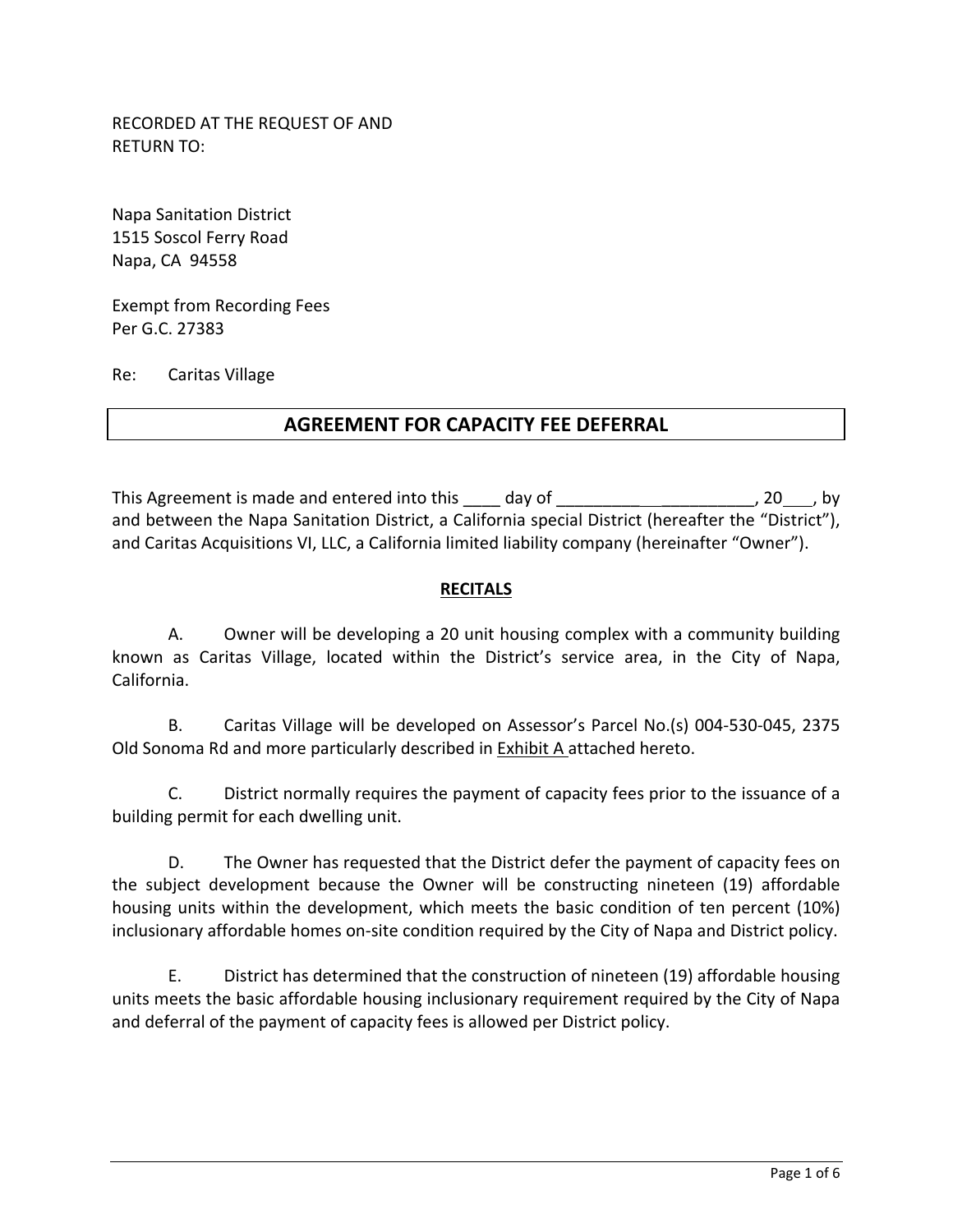RECORDED AT THE REQUEST OF AND
RETURN TO:

Napa Sanitation District
1515 Soscol Ferry Road
Napa, CA 94558

Exempt from Recording Fees
Per G.C. 27383

Re: Caritas Village

# AGREEMENT FOR CAPACITY FEE DEFERRAL

This Agreement is made and entered into this ____ day of ___________________, 20___, by and between the Napa Sanitation District, a California special District (hereafter the "District"), and Caritas Acquisitions VI, LLC, a California limited liability company (hereinafter "Owner").

## <u>RECITALS</u>

A. Owner will be developing a 20 unit housing complex with a community building known as Caritas Village, located within the District's service area, in the City of Napa, California.

B. Caritas Village will be developed on Assessor's Parcel No.(s) 004-530-045, 2375 Old Sonoma Rd and more particularly described in <u>Exhibit A</u> attached hereto.

C. District normally requires the payment of capacity fees prior to the issuance of a building permit for each dwelling unit.

D. The Owner has requested that the District defer the payment of capacity fees on the subject development because the Owner will be constructing nineteen (19) affordable housing units within the development, which meets the basic condition of ten percent (10%) inclusionary affordable homes on-site condition required by the City of Napa and District policy.

E. District has determined that the construction of nineteen (19) affordable housing units meets the basic affordable housing inclusionary requirement required by the City of Napa and deferral of the payment of capacity fees is allowed per District policy.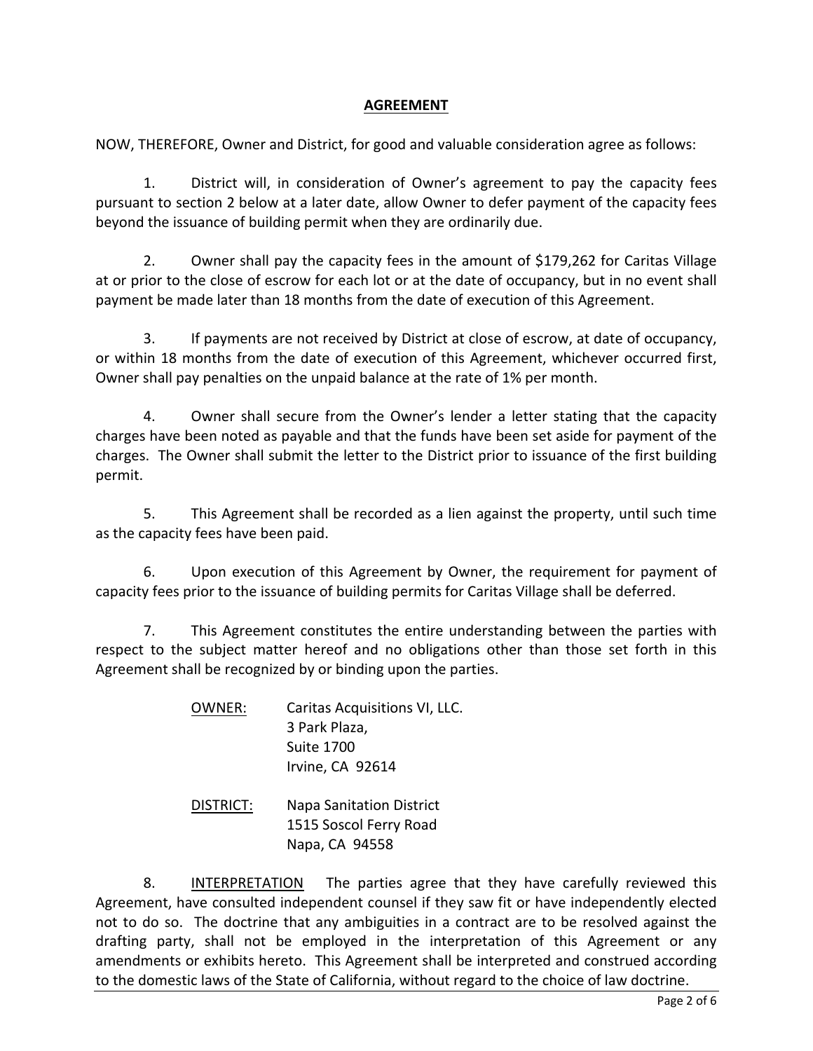## AGREEMENT

NOW, THEREFORE, Owner and District, for good and valuable consideration agree as follows:

1. District will, in consideration of Owner's agreement to pay the capacity fees pursuant to section 2 below at a later date, allow Owner to defer payment of the capacity fees beyond the issuance of building permit when they are ordinarily due.

2. Owner shall pay the capacity fees in the amount of $179,262 for Caritas Village at or prior to the close of escrow for each lot or at the date of occupancy, but in no event shall payment be made later than 18 months from the date of execution of this Agreement.

3. If payments are not received by District at close of escrow, at date of occupancy, or within 18 months from the date of execution of this Agreement, whichever occurred first, Owner shall pay penalties on the unpaid balance at the rate of 1% per month.

4. Owner shall secure from the Owner's lender a letter stating that the capacity charges have been noted as payable and that the funds have been set aside for payment of the charges. The Owner shall submit the letter to the District prior to issuance of the first building permit.

5. This Agreement shall be recorded as a lien against the property, until such time as the capacity fees have been paid.

6. Upon execution of this Agreement by Owner, the requirement for payment of capacity fees prior to the issuance of building permits for Caritas Village shall be deferred.

7. This Agreement constitutes the entire understanding between the parties with respect to the subject matter hereof and no obligations other than those set forth in this Agreement shall be recognized by or binding upon the parties.

<u>OWNER:</u> Caritas Acquisitions VI, LLC.
3 Park Plaza,
Suite 1700
Irvine, CA 92614

<u>DISTRICT:</u> Napa Sanitation District
1515 Soscol Ferry Road
Napa, CA 94558

8. <u>INTERPRETATION</u> The parties agree that they have carefully reviewed this Agreement, have consulted independent counsel if they saw fit or have independently elected not to do so. The doctrine that any ambiguities in a contract are to be resolved against the drafting party, shall not be employed in the interpretation of this Agreement or any amendments or exhibits hereto. This Agreement shall be interpreted and construed according to the domestic laws of the State of California, without regard to the choice of law doctrine.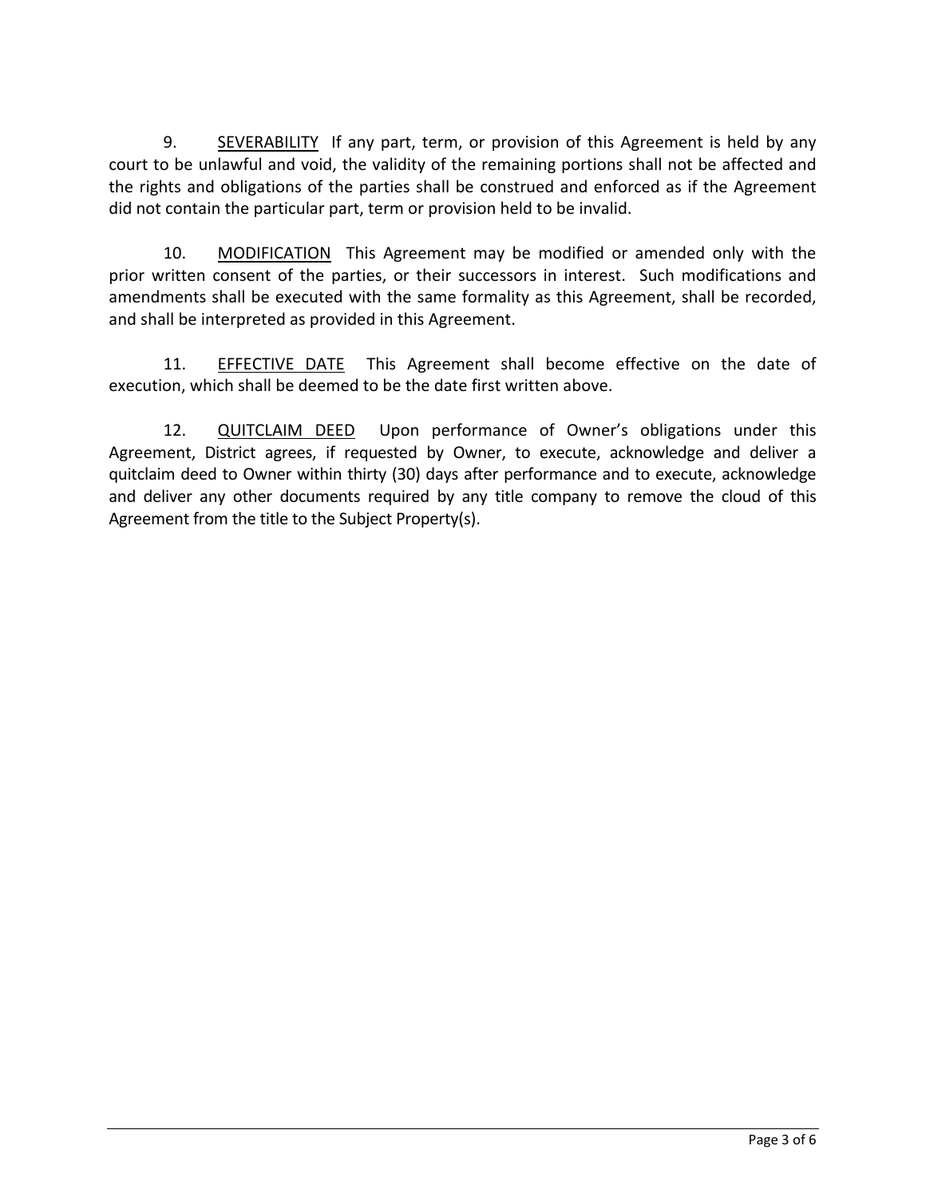9. <u>SEVERABILITY</u> If any part, term, or provision of this Agreement is held by any court to be unlawful and void, the validity of the remaining portions shall not be affected and the rights and obligations of the parties shall be construed and enforced as if the Agreement did not contain the particular part, term or provision held to be invalid.

10. <u>MODIFICATION</u> This Agreement may be modified or amended only with the prior written consent of the parties, or their successors in interest. Such modifications and amendments shall be executed with the same formality as this Agreement, shall be recorded, and shall be interpreted as provided in this Agreement.

11. <u>EFFECTIVE DATE</u> This Agreement shall become effective on the date of execution, which shall be deemed to be the date first written above.

12. <u>QUITCLAIM DEED</u> Upon performance of Owner's obligations under this Agreement, District agrees, if requested by Owner, to execute, acknowledge and deliver a quitclaim deed to Owner within thirty (30) days after performance and to execute, acknowledge and deliver any other documents required by any title company to remove the cloud of this Agreement from the title to the Subject Property(s).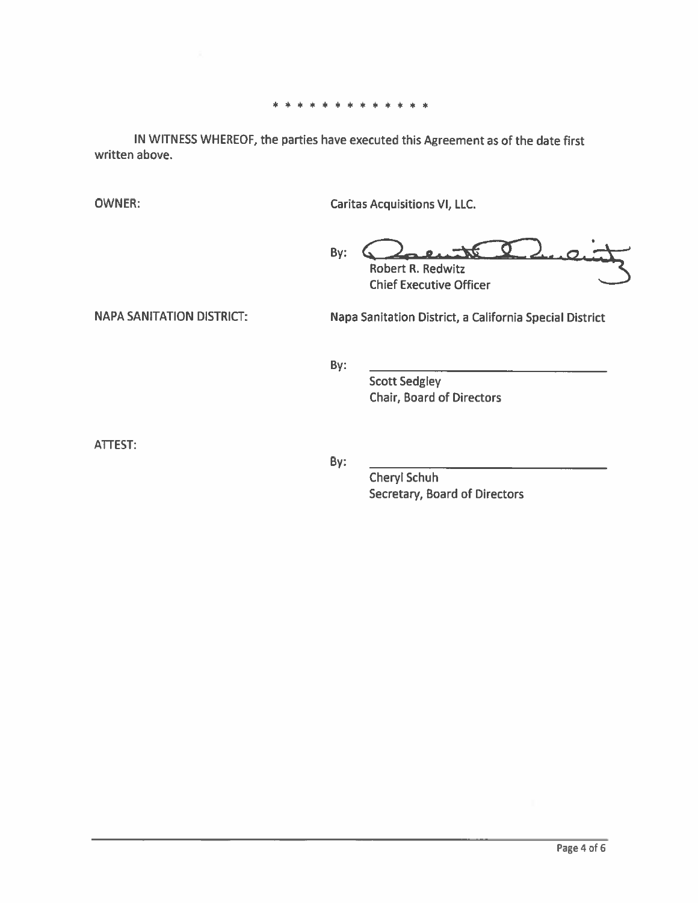\* \* \* \* \* \* \* \* \* \* \* \* \* \*

IN WITNESS WHEREOF, the parties have executed this Agreement as of the date first written above.

OWNER: Caritas Acquisitions VI, LLC.

By: ______________________
Robert R. Redwitz
Chief Executive Officer

NAPA SANITATION DISTRICT: Napa Sanitation District, a California Special District

By: ______________________
Scott Sedgley
Chair, Board of Directors

ATTEST:

By: ______________________
Cheryl Schuh
Secretary, Board of Directors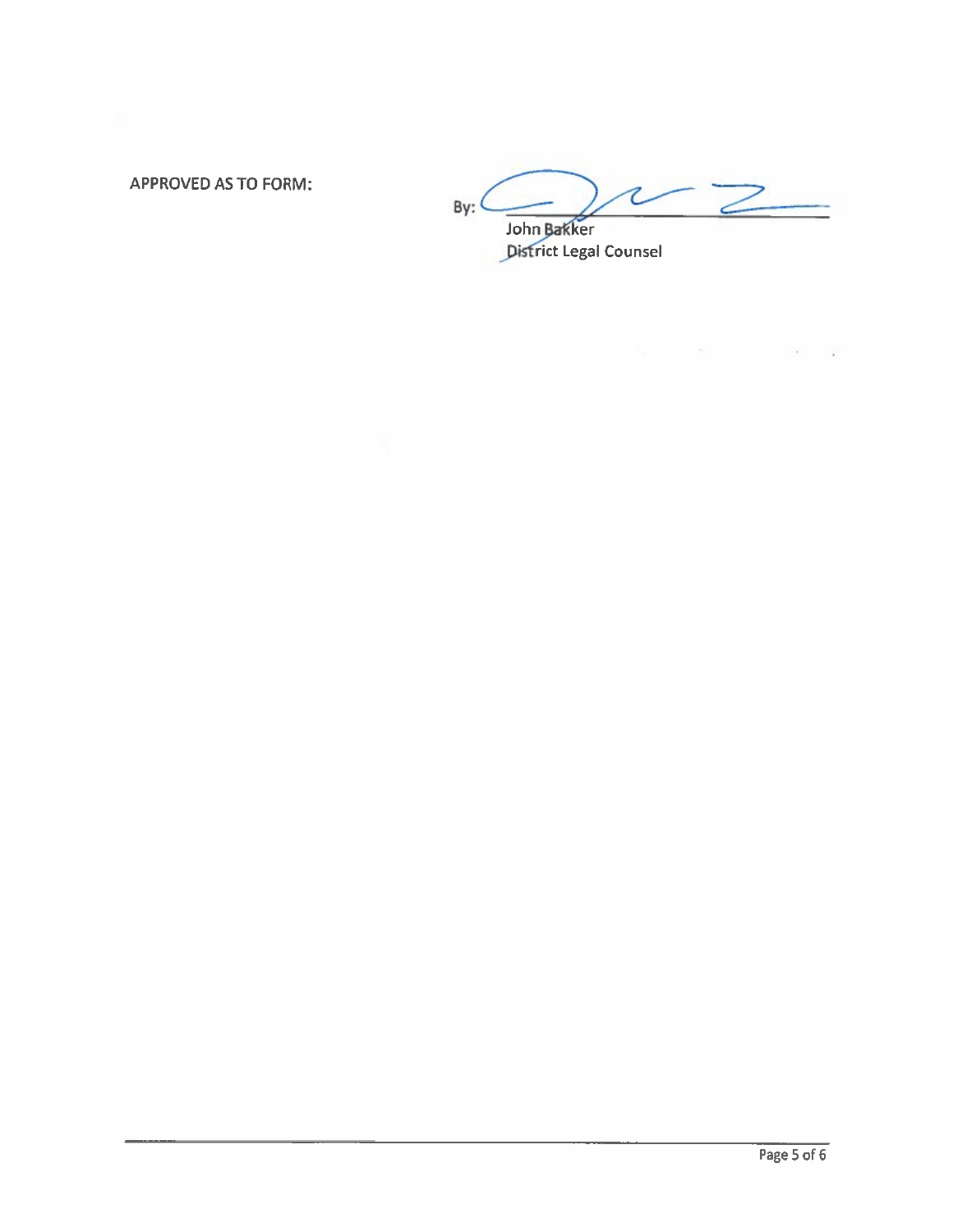APPROVED AS TO FORM:

By: ______________________________

John Bakker

District Legal Counsel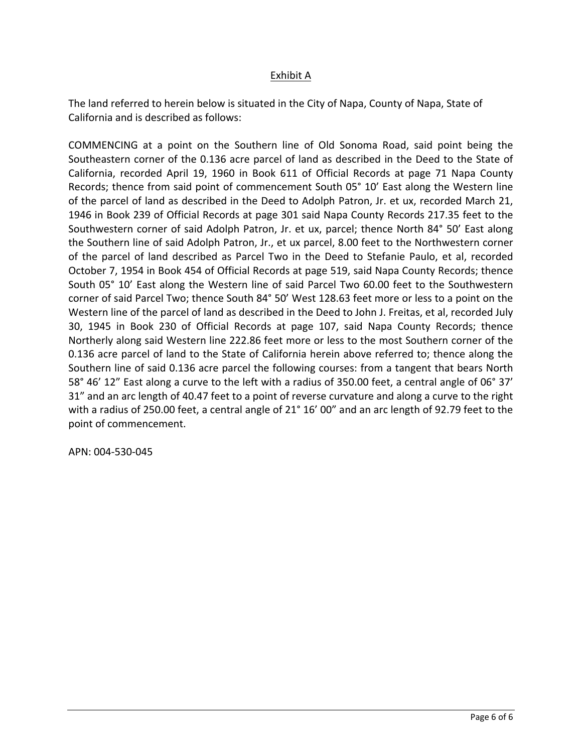Exhibit A

The land referred to herein below is situated in the City of Napa, County of Napa, State of California and is described as follows:

COMMENCING at a point on the Southern line of Old Sonoma Road, said point being the Southeastern corner of the 0.136 acre parcel of land as described in the Deed to the State of California, recorded April 19, 1960 in Book 611 of Official Records at page 71 Napa County Records; thence from said point of commencement South 05° 10' East along the Western line of the parcel of land as described in the Deed to Adolph Patron, Jr. et ux, recorded March 21, 1946 in Book 239 of Official Records at page 301 said Napa County Records 217.35 feet to the Southwestern corner of said Adolph Patron, Jr. et ux, parcel; thence North 84° 50' East along the Southern line of said Adolph Patron, Jr., et ux parcel, 8.00 feet to the Northwestern corner of the parcel of land described as Parcel Two in the Deed to Stefanie Paulo, et al, recorded October 7, 1954 in Book 454 of Official Records at page 519, said Napa County Records; thence South 05° 10' East along the Western line of said Parcel Two 60.00 feet to the Southwestern corner of said Parcel Two; thence South 84° 50' West 128.63 feet more or less to a point on the Western line of the parcel of land as described in the Deed to John J. Freitas, et al, recorded July 30, 1945 in Book 230 of Official Records at page 107, said Napa County Records; thence Northerly along said Western line 222.86 feet more or less to the most Southern corner of the 0.136 acre parcel of land to the State of California herein above referred to; thence along the Southern line of said 0.136 acre parcel the following courses: from a tangent that bears North 58° 46' 12" East along a curve to the left with a radius of 350.00 feet, a central angle of 06° 37' 31" and an arc length of 40.47 feet to a point of reverse curvature and along a curve to the right with a radius of 250.00 feet, a central angle of 21° 16' 00" and an arc length of 92.79 feet to the point of commencement.

APN: 004-530-045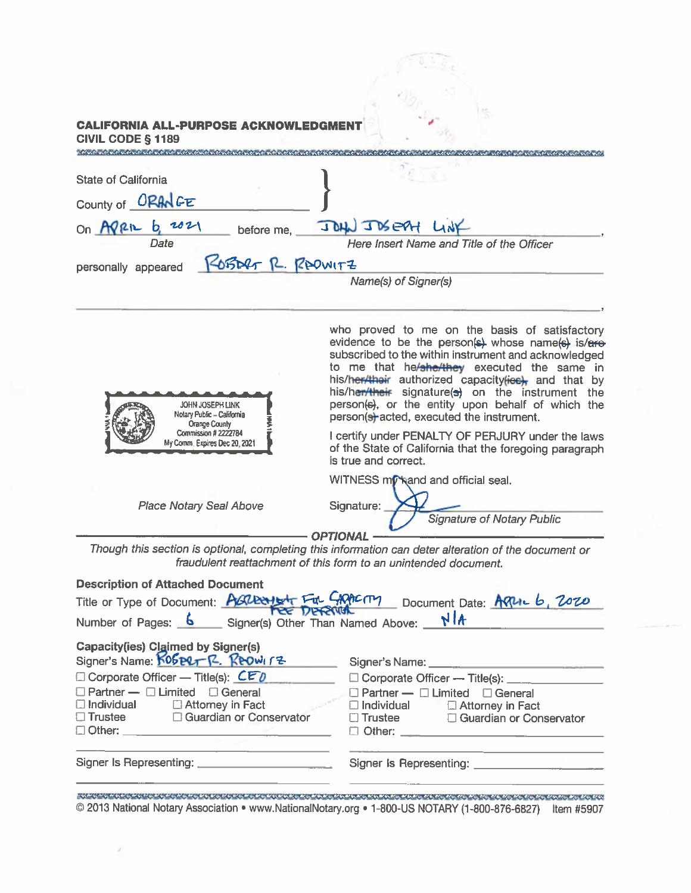**CALIFORNIA ALL-PURPOSE ACKNOWLEDGMENT**
**CIVIL CODE § 1189**

State of California
County of ORANGE

On APRIL 6, 2021 before me, JOHN JOSEPH LINK,
Date — *Here Insert Name and Title of the Officer*

personally appeared ROBERT R. RADWITZ
*Name(s) of Signer(s)*

who proved to me on the basis of satisfactory evidence to be the person~~(s)~~ whose name~~(s)~~ is/~~are~~ subscribed to the within instrument and acknowledged to me that he/~~she/they~~ executed the same in his/~~her/their~~ authorized capacity~~(ies)~~, and that by his/~~her/their~~ signature~~(s)~~ on the instrument the person~~(s)~~, or the entity upon behalf of which the person~~(s)~~ acted, executed the instrument.

I certify under PENALTY OF PERJURY under the laws of the State of California that the foregoing paragraph is true and correct.

WITNESS my hand and official seal.

JOHN JOSEPH LINK
Notary Public – California
Orange County
Commission # 2222784
My Comm. Expires Dec 20, 2021

*Place Notary Seal Above*

Signature: [signature]
*Signature of Notary Public*

**OPTIONAL**

*Though this section is optional, completing this information can deter alteration of the document or fraudulent reattachment of this form to an unintended document.*

**Description of Attached Document**

Title or Type of Document: AGREEMENT FOR CAPACITY FEE DEFERRAL Document Date: APRIL 6, 2020

Number of Pages: 6 Signer(s) Other Than Named Above: N/A

**Capacity(ies) Claimed by Signer(s)**

| | |
|---|---|
| Signer's Name: ROBERT R. RADWITZ | Signer's Name: |
| ☐ Corporate Officer — Title(s): CEO | ☐ Corporate Officer — Title(s): |
| ☐ Partner — ☐ Limited ☐ General | ☐ Partner — ☐ Limited ☐ General |
| ☐ Individual ☐ Attorney in Fact | ☐ Individual ☐ Attorney in Fact |
| ☐ Trustee ☐ Guardian or Conservator | ☐ Trustee ☐ Guardian or Conservator |
| ☐ Other: | ☐ Other: |
| Signer Is Representing: | Signer Is Representing: |

© 2013 National Notary Association • www.NationalNotary.org • 1-800-US NOTARY (1-800-876-6827) Item #5907